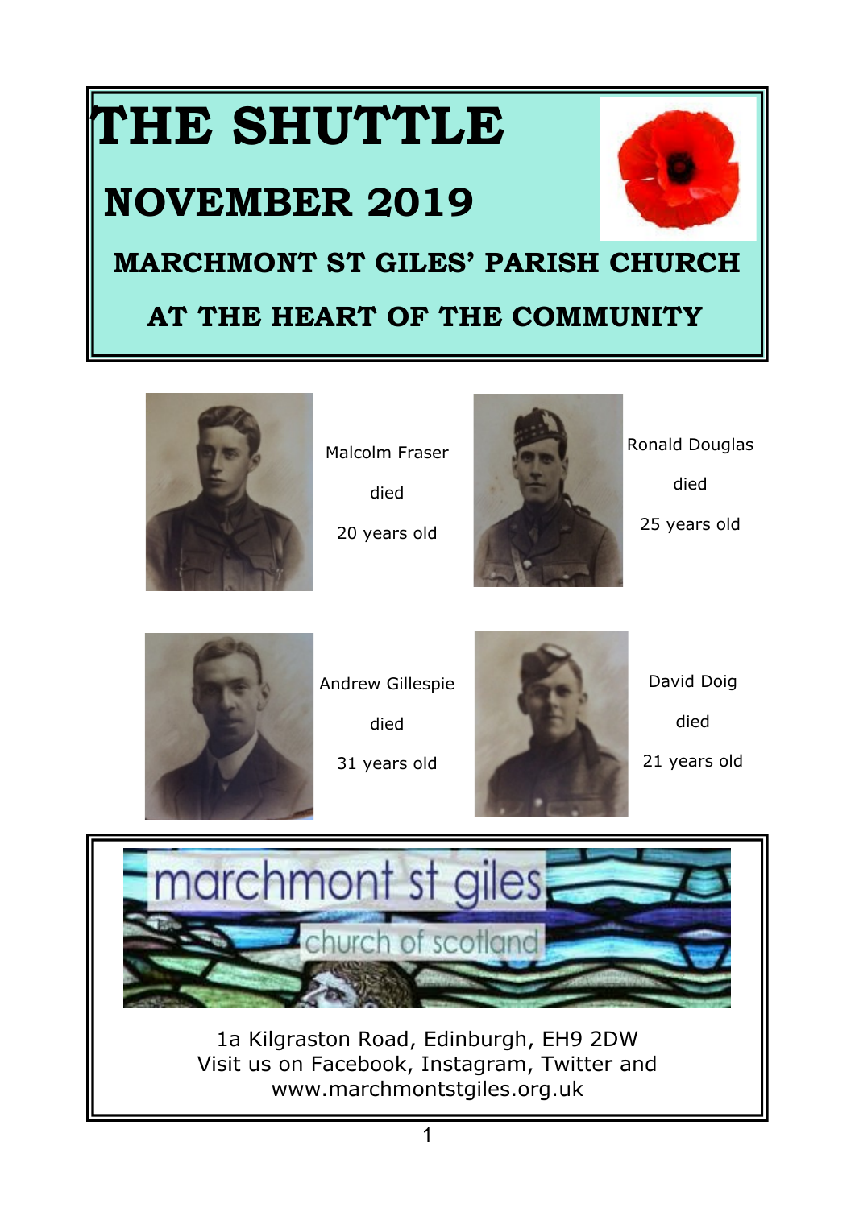# THE SHUTTLE

## NOVEMBER 2019

## MARCHMONT ST GILES' PARISH CHURCH

## AT THE HEART OF THE COMMUNITY

Malcolm Fraser

died

20 years old

Ronald Douglas

died

25 years old

Andrew Gillespie

died

31 years old

David Doig

died

21 years old

marchmont st giles

church of scotland

1a Kilgraston Road, Edinburgh, EH9 2DW
Visit us on Facebook, Instagram, Twitter and
www.marchmontstgiles.org.uk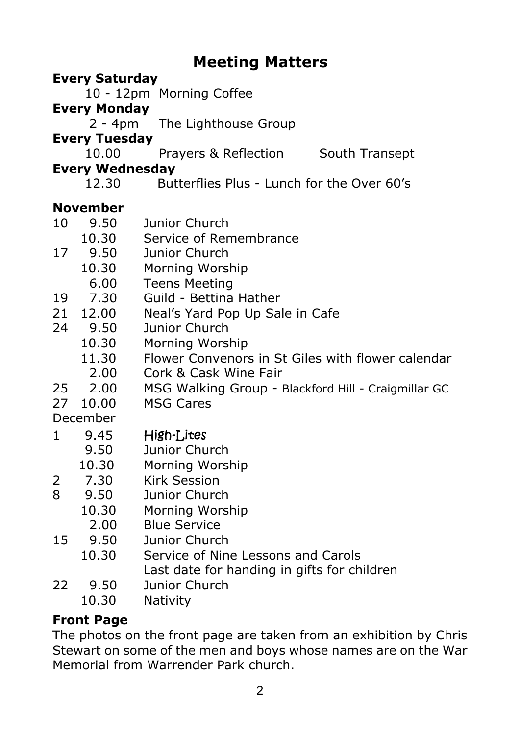# Meeting Matters

**Every Saturday**

10 - 12pm Morning Coffee

**Every Monday**

2 - 4pm The Lighthouse Group

**Every Tuesday**

10.00 Prayers & Reflection South Transept

**Every Wednesday**

12.30 Butterflies Plus - Lunch for the Over 60's

**November**

| | | |
|---|---|---|
| 10 | 9.50 | Junior Church |
| | 10.30 | Service of Remembrance |
| 17 | 9.50 | Junior Church |
| | 10.30 | Morning Worship |
| | 6.00 | Teens Meeting |
| 19 | 7.30 | Guild - Bettina Hather |
| 21 | 12.00 | Neal's Yard Pop Up Sale in Cafe |
| 24 | 9.50 | Junior Church |
| | 10.30 | Morning Worship |
| | 11.30 | Flower Convenors in St Giles with flower calendar |
| | 2.00 | Cork & Cask Wine Fair |
| 25 | 2.00 | MSG Walking Group - Blackford Hill - Craigmillar GC |
| 27 | 10.00 | MSG Cares |

December

| | | |
|---|---|---|
| 1 | 9.45 | High-Lites |
| | 9.50 | Junior Church |
| | 10.30 | Morning Worship |
| 2 | 7.30 | Kirk Session |
| 8 | 9.50 | Junior Church |
| | 10.30 | Morning Worship |
| | 2.00 | Blue Service |
| 15 | 9.50 | Junior Church |
| | 10.30 | Service of Nine Lessons and Carols |
| | | Last date for handing in gifts for children |
| 22 | 9.50 | Junior Church |
| | 10.30 | Nativity |

**Front Page**

The photos on the front page are taken from an exhibition by Chris Stewart on some of the men and boys whose names are on the War Memorial from Warrender Park church.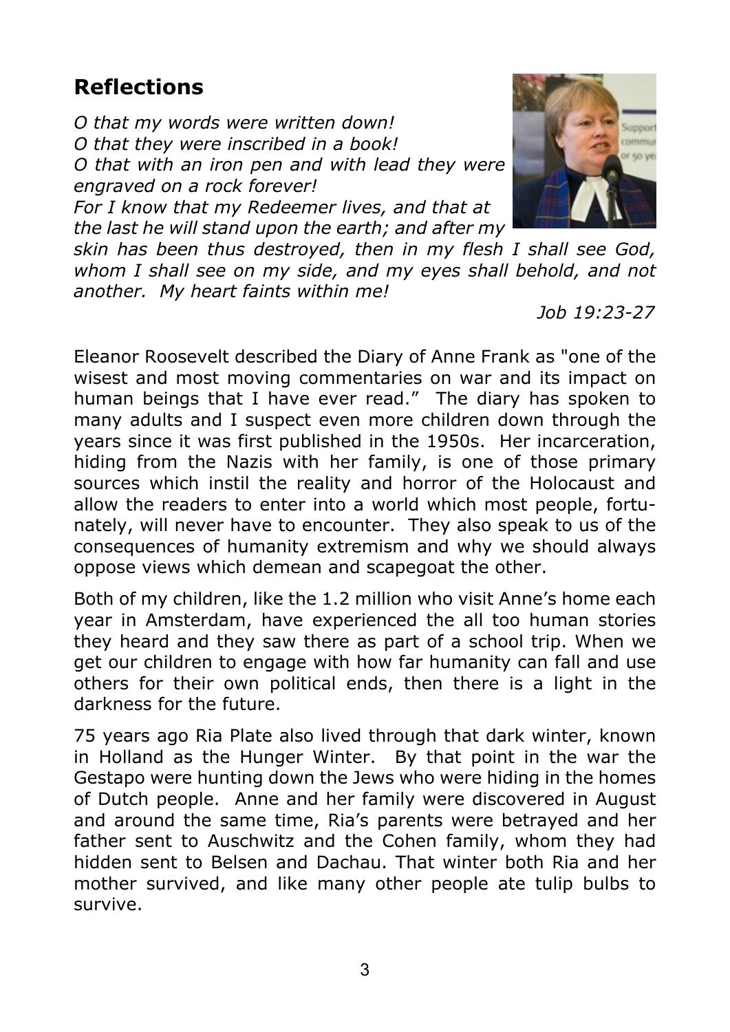## Reflections

*O that my words were written down!*
*O that they were inscribed in a book!*
*O that with an iron pen and with lead they were engraved on a rock forever!*
*For I know that my Redeemer lives, and that at the last he will stand upon the earth; and after my skin has been thus destroyed, then in my flesh I shall see God, whom I shall see on my side, and my eyes shall behold, and not another. My heart faints within me!*

*Job 19:23-27*

Eleanor Roosevelt described the Diary of Anne Frank as "one of the wisest and most moving commentaries on war and its impact on human beings that I have ever read." The diary has spoken to many adults and I suspect even more children down through the years since it was first published in the 1950s. Her incarceration, hiding from the Nazis with her family, is one of those primary sources which instil the reality and horror of the Holocaust and allow the readers to enter into a world which most people, fortunately, will never have to encounter. They also speak to us of the consequences of humanity extremism and why we should always oppose views which demean and scapegoat the other.

Both of my children, like the 1.2 million who visit Anne's home each year in Amsterdam, have experienced the all too human stories they heard and they saw there as part of a school trip. When we get our children to engage with how far humanity can fall and use others for their own political ends, then there is a light in the darkness for the future.

75 years ago Ria Plate also lived through that dark winter, known in Holland as the Hunger Winter. By that point in the war the Gestapo were hunting down the Jews who were hiding in the homes of Dutch people. Anne and her family were discovered in August and around the same time, Ria's parents were betrayed and her father sent to Auschwitz and the Cohen family, whom they had hidden sent to Belsen and Dachau. That winter both Ria and her mother survived, and like many other people ate tulip bulbs to survive.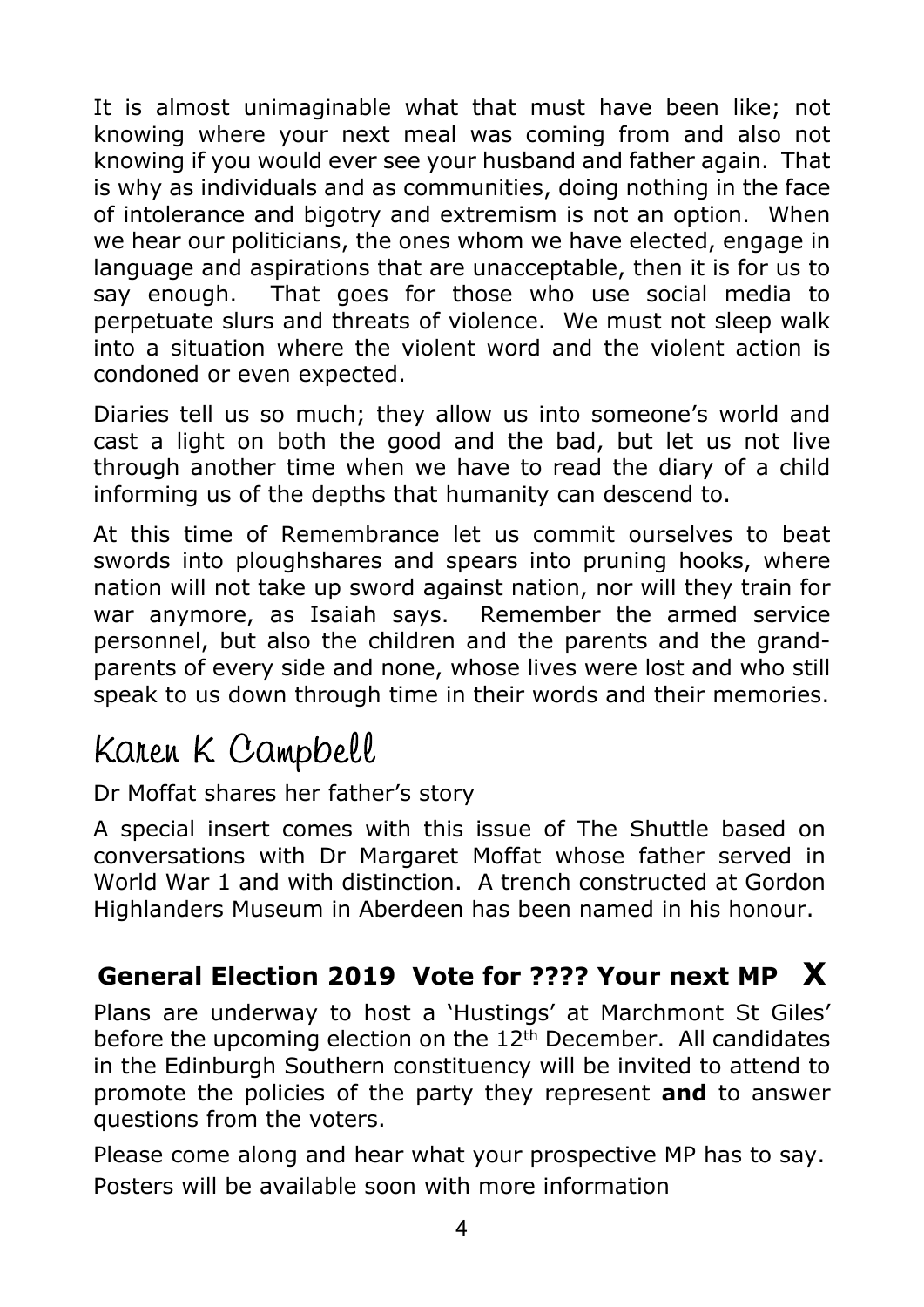It is almost unimaginable what that must have been like; not knowing where your next meal was coming from and also not knowing if you would ever see your husband and father again. That is why as individuals and as communities, doing nothing in the face of intolerance and bigotry and extremism is not an option. When we hear our politicians, the ones whom we have elected, engage in language and aspirations that are unacceptable, then it is for us to say enough. That goes for those who use social media to perpetuate slurs and threats of violence. We must not sleep walk into a situation where the violent word and the violent action is condoned or even expected.

Diaries tell us so much; they allow us into someone's world and cast a light on both the good and the bad, but let us not live through another time when we have to read the diary of a child informing us of the depths that humanity can descend to.

At this time of Remembrance let us commit ourselves to beat swords into ploughshares and spears into pruning hooks, where nation will not take up sword against nation, nor will they train for war anymore, as Isaiah says. Remember the armed service personnel, but also the children and the parents and the grand-parents of every side and none, whose lives were lost and who still speak to us down through time in their words and their memories.

Karen K Campbell

Dr Moffat shares her father's story

A special insert comes with this issue of The Shuttle based on conversations with Dr Margaret Moffat whose father served in World War 1 and with distinction. A trench constructed at Gordon Highlanders Museum in Aberdeen has been named in his honour.

## General Election 2019 Vote for ???? Your next MP X

Plans are underway to host a 'Hustings' at Marchmont St Giles' before the upcoming election on the 12th December. All candidates in the Edinburgh Southern constituency will be invited to attend to promote the policies of the party they represent **and** to answer questions from the voters.

Please come along and hear what your prospective MP has to say.
Posters will be available soon with more information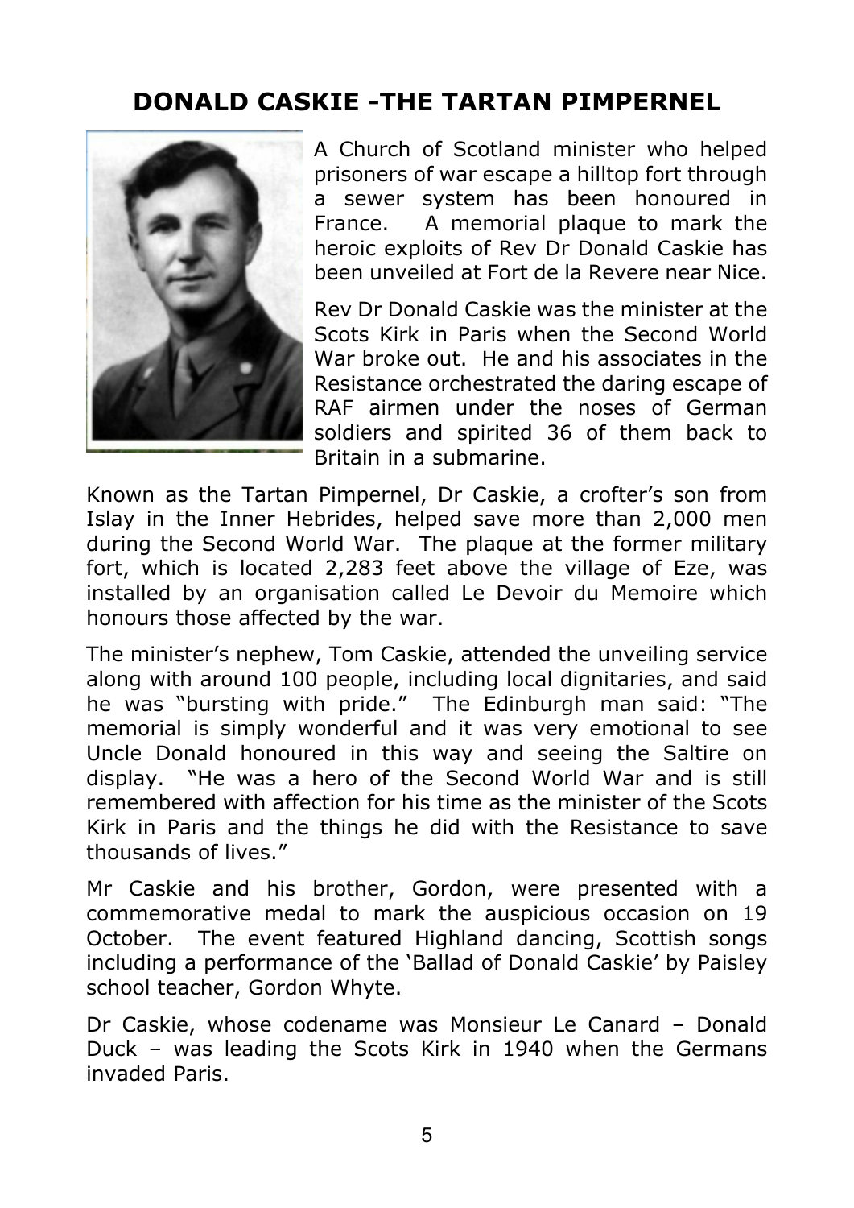# DONALD CASKIE -THE TARTAN PIMPERNEL

A Church of Scotland minister who helped prisoners of war escape a hilltop fort through a sewer system has been honoured in France. A memorial plaque to mark the heroic exploits of Rev Dr Donald Caskie has been unveiled at Fort de la Revere near Nice.

Rev Dr Donald Caskie was the minister at the Scots Kirk in Paris when the Second World War broke out. He and his associates in the Resistance orchestrated the daring escape of RAF airmen under the noses of German soldiers and spirited 36 of them back to Britain in a submarine.

Known as the Tartan Pimpernel, Dr Caskie, a crofter's son from Islay in the Inner Hebrides, helped save more than 2,000 men during the Second World War. The plaque at the former military fort, which is located 2,283 feet above the village of Eze, was installed by an organisation called Le Devoir du Memoire which honours those affected by the war.

The minister's nephew, Tom Caskie, attended the unveiling service along with around 100 people, including local dignitaries, and said he was "bursting with pride." The Edinburgh man said: "The memorial is simply wonderful and it was very emotional to see Uncle Donald honoured in this way and seeing the Saltire on display. "He was a hero of the Second World War and is still remembered with affection for his time as the minister of the Scots Kirk in Paris and the things he did with the Resistance to save thousands of lives."

Mr Caskie and his brother, Gordon, were presented with a commemorative medal to mark the auspicious occasion on 19 October. The event featured Highland dancing, Scottish songs including a performance of the 'Ballad of Donald Caskie' by Paisley school teacher, Gordon Whyte.

Dr Caskie, whose codename was Monsieur Le Canard – Donald Duck – was leading the Scots Kirk in 1940 when the Germans invaded Paris.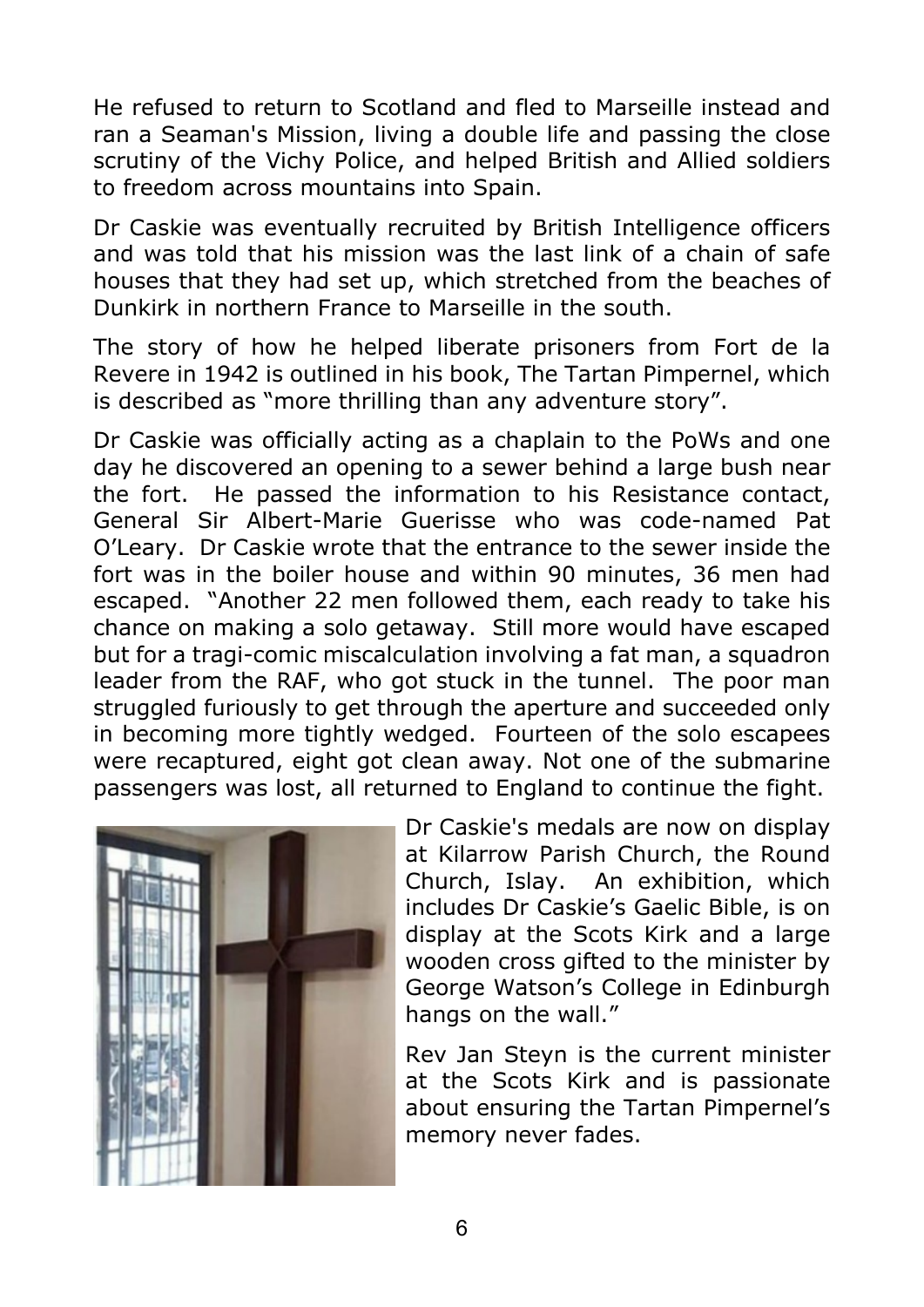He refused to return to Scotland and fled to Marseille instead and ran a Seaman's Mission, living a double life and passing the close scrutiny of the Vichy Police, and helped British and Allied soldiers to freedom across mountains into Spain.

Dr Caskie was eventually recruited by British Intelligence officers and was told that his mission was the last link of a chain of safe houses that they had set up, which stretched from the beaches of Dunkirk in northern France to Marseille in the south.

The story of how he helped liberate prisoners from Fort de la Revere in 1942 is outlined in his book, The Tartan Pimpernel, which is described as "more thrilling than any adventure story".

Dr Caskie was officially acting as a chaplain to the PoWs and one day he discovered an opening to a sewer behind a large bush near the fort. He passed the information to his Resistance contact, General Sir Albert-Marie Guerisse who was code-named Pat O'Leary. Dr Caskie wrote that the entrance to the sewer inside the fort was in the boiler house and within 90 minutes, 36 men had escaped. "Another 22 men followed them, each ready to take his chance on making a solo getaway. Still more would have escaped but for a tragi-comic miscalculation involving a fat man, a squadron leader from the RAF, who got stuck in the tunnel. The poor man struggled furiously to get through the aperture and succeeded only in becoming more tightly wedged. Fourteen of the solo escapees were recaptured, eight got clean away. Not one of the submarine passengers was lost, all returned to England to continue the fight.

Dr Caskie's medals are now on display at Kilarrow Parish Church, the Round Church, Islay. An exhibition, which includes Dr Caskie's Gaelic Bible, is on display at the Scots Kirk and a large wooden cross gifted to the minister by George Watson's College in Edinburgh hangs on the wall."

Rev Jan Steyn is the current minister at the Scots Kirk and is passionate about ensuring the Tartan Pimpernel's memory never fades.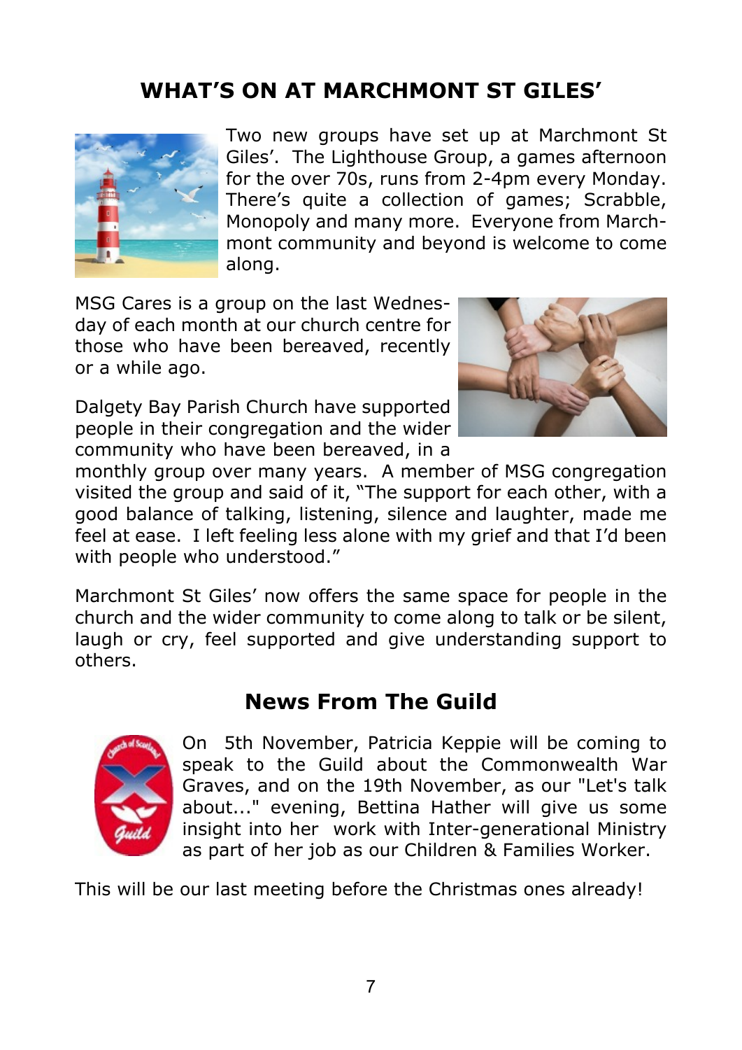# WHAT'S ON AT MARCHMONT ST GILES'

Two new groups have set up at Marchmont St Giles'. The Lighthouse Group, a games afternoon for the over 70s, runs from 2-4pm every Monday. There's quite a collection of games; Scrabble, Monopoly and many more. Everyone from Marchmont community and beyond is welcome to come along.

MSG Cares is a group on the last Wednesday of each month at our church centre for those who have been bereaved, recently or a while ago.

Dalgety Bay Parish Church have supported people in their congregation and the wider community who have been bereaved, in a monthly group over many years. A member of MSG congregation visited the group and said of it, "The support for each other, with a good balance of talking, listening, silence and laughter, made me feel at ease. I left feeling less alone with my grief and that I'd been with people who understood."

Marchmont St Giles' now offers the same space for people in the church and the wider community to come along to talk or be silent, laugh or cry, feel supported and give understanding support to others.

## News From The Guild

On 5th November, Patricia Keppie will be coming to speak to the Guild about the Commonwealth War Graves, and on the 19th November, as our "Let's talk about..." evening, Bettina Hather will give us some insight into her work with Inter-generational Ministry as part of her job as our Children & Families Worker.

This will be our last meeting before the Christmas ones already!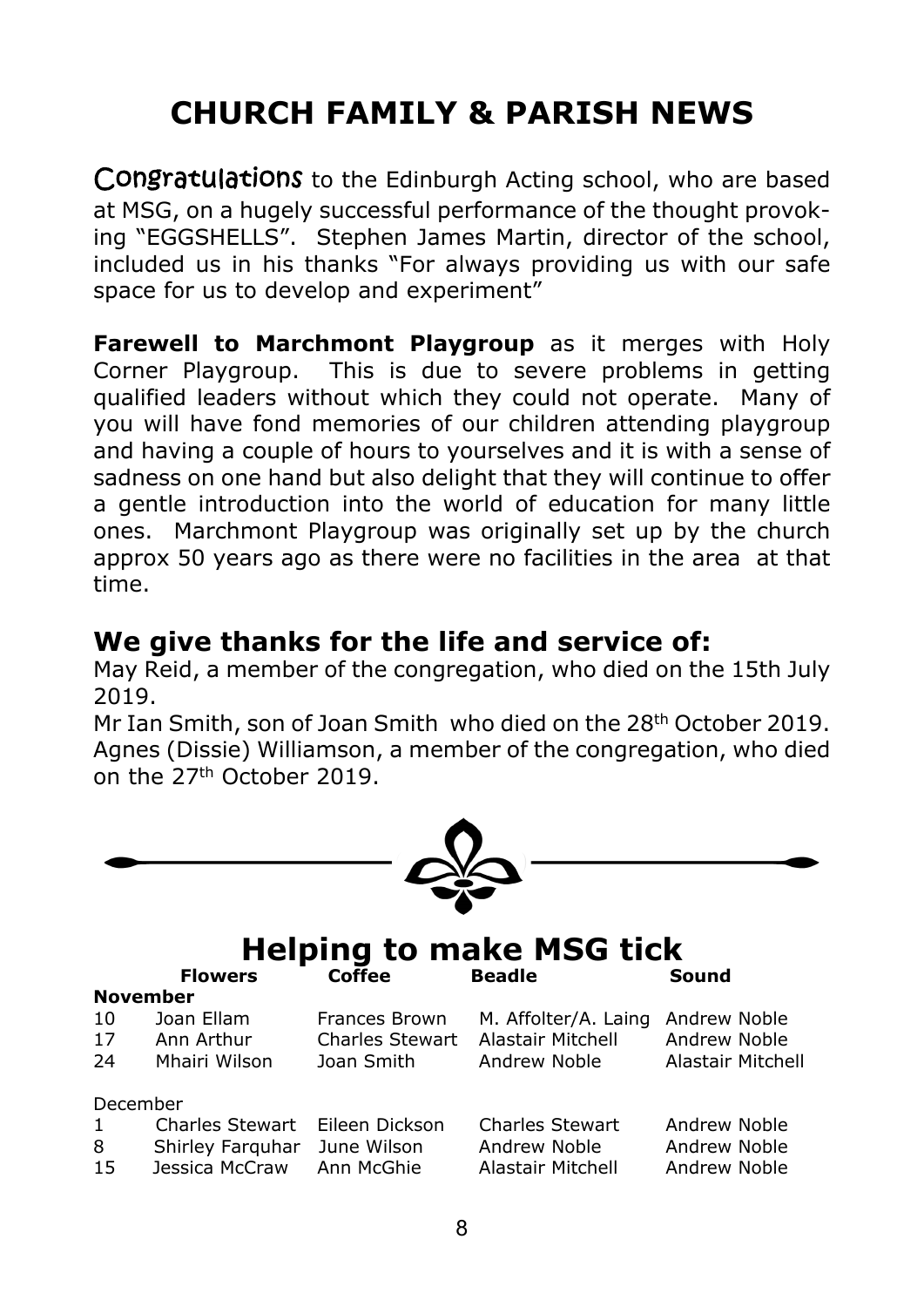# CHURCH FAMILY & PARISH NEWS

Congratulations to the Edinburgh Acting school, who are based at MSG, on a hugely successful performance of the thought provoking "EGGSHELLS". Stephen James Martin, director of the school, included us in his thanks "For always providing us with our safe space for us to develop and experiment"

**Farewell to Marchmont Playgroup** as it merges with Holy Corner Playgroup. This is due to severe problems in getting qualified leaders without which they could not operate. Many of you will have fond memories of our children attending playgroup and having a couple of hours to yourselves and it is with a sense of sadness on one hand but also delight that they will continue to offer a gentle introduction into the world of education for many little ones. Marchmont Playgroup was originally set up by the church approx 50 years ago as there were no facilities in the area at that time.

## We give thanks for the life and service of:

May Reid, a member of the congregation, who died on the 15th July 2019.
Mr Ian Smith, son of Joan Smith who died on the 28th October 2019.
Agnes (Dissie) Williamson, a member of the congregation, who died on the 27th October 2019.

## Helping to make MSG tick

| | Flowers | Coffee | Beadle | Sound |
|---|---|---|---|---|
| **November** | | | | |
| 10 | Joan Ellam | Frances Brown | M. Affolter/A. Laing | Andrew Noble |
| 17 | Ann Arthur | Charles Stewart | Alastair Mitchell | Andrew Noble |
| 24 | Mhairi Wilson | Joan Smith | Andrew Noble | Alastair Mitchell |
| December | | | | |
| 1 | Charles Stewart | Eileen Dickson | Charles Stewart | Andrew Noble |
| 8 | Shirley Farquhar | June Wilson | Andrew Noble | Andrew Noble |
| 15 | Jessica McCraw | Ann McGhie | Alastair Mitchell | Andrew Noble |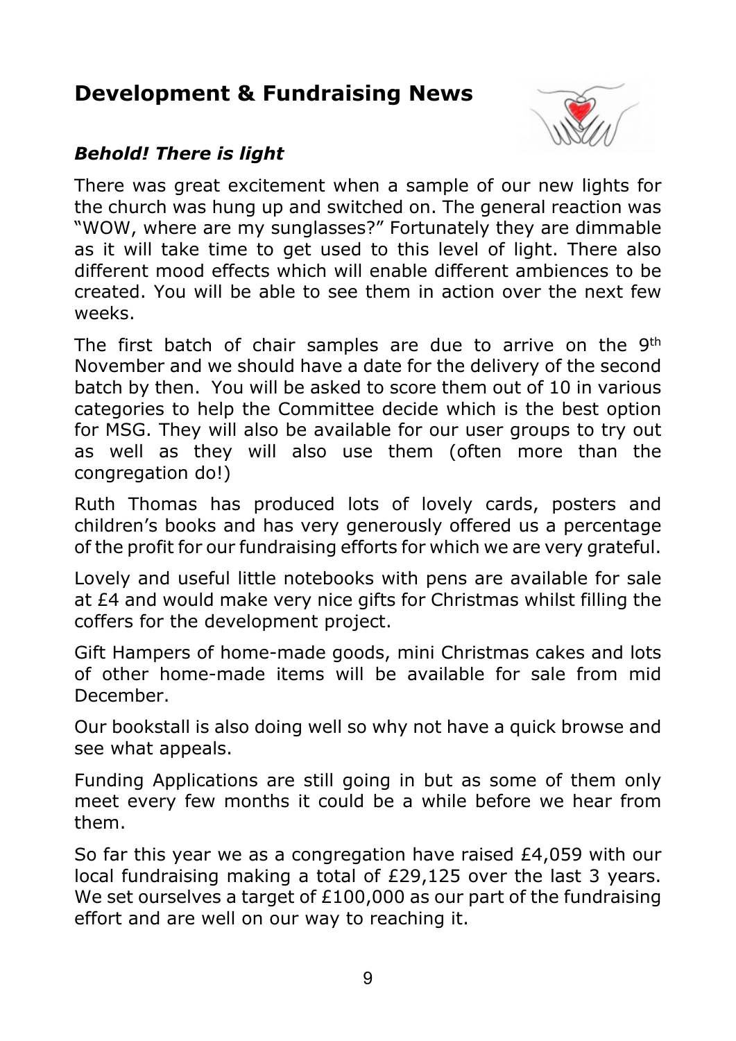## Development & Fundraising News

### *Behold! There is light*

There was great excitement when a sample of our new lights for the church was hung up and switched on. The general reaction was "WOW, where are my sunglasses?" Fortunately they are dimmable as it will take time to get used to this level of light. There also different mood effects which will enable different ambiences to be created. You will be able to see them in action over the next few weeks.

The first batch of chair samples are due to arrive on the 9th November and we should have a date for the delivery of the second batch by then. You will be asked to score them out of 10 in various categories to help the Committee decide which is the best option for MSG. They will also be available for our user groups to try out as well as they will also use them (often more than the congregation do!)

Ruth Thomas has produced lots of lovely cards, posters and children's books and has very generously offered us a percentage of the profit for our fundraising efforts for which we are very grateful.

Lovely and useful little notebooks with pens are available for sale at £4 and would make very nice gifts for Christmas whilst filling the coffers for the development project.

Gift Hampers of home-made goods, mini Christmas cakes and lots of other home-made items will be available for sale from mid December.

Our bookstall is also doing well so why not have a quick browse and see what appeals.

Funding Applications are still going in but as some of them only meet every few months it could be a while before we hear from them.

So far this year we as a congregation have raised £4,059 with our local fundraising making a total of £29,125 over the last 3 years. We set ourselves a target of £100,000 as our part of the fundraising effort and are well on our way to reaching it.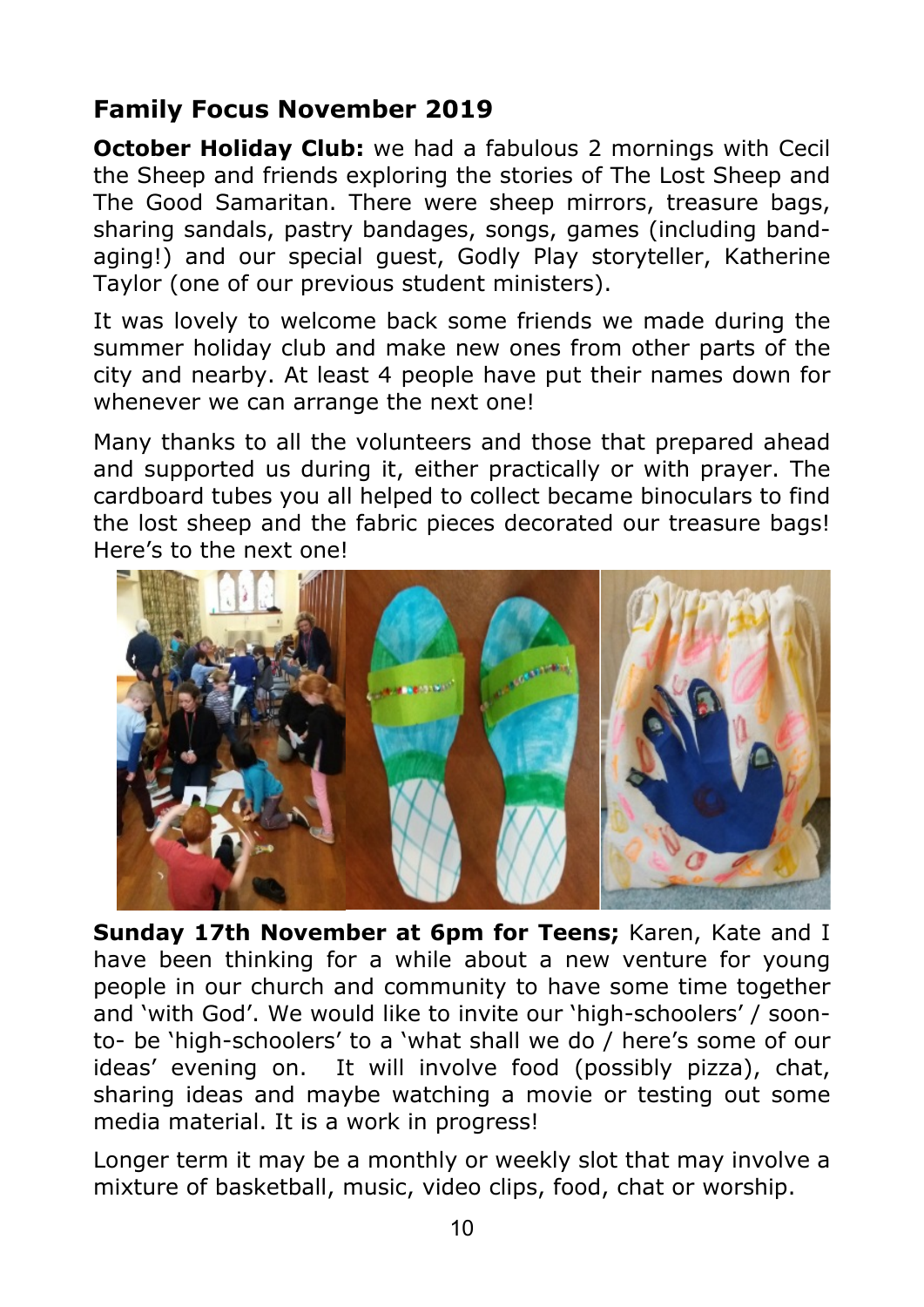## Family Focus November 2019

**October Holiday Club:** we had a fabulous 2 mornings with Cecil the Sheep and friends exploring the stories of The Lost Sheep and The Good Samaritan. There were sheep mirrors, treasure bags, sharing sandals, pastry bandages, songs, games (including band-aging!) and our special guest, Godly Play storyteller, Katherine Taylor (one of our previous student ministers).

It was lovely to welcome back some friends we made during the summer holiday club and make new ones from other parts of the city and nearby. At least 4 people have put their names down for whenever we can arrange the next one!

Many thanks to all the volunteers and those that prepared ahead and supported us during it, either practically or with prayer. The cardboard tubes you all helped to collect became binoculars to find the lost sheep and the fabric pieces decorated our treasure bags! Here's to the next one!

**Sunday 17th November at 6pm for Teens;** Karen, Kate and I have been thinking for a while about a new venture for young people in our church and community to have some time together and 'with God'. We would like to invite our 'high-schoolers' / soon-to- be 'high-schoolers' to a 'what shall we do / here's some of our ideas' evening on. It will involve food (possibly pizza), chat, sharing ideas and maybe watching a movie or testing out some media material. It is a work in progress!

Longer term it may be a monthly or weekly slot that may involve a mixture of basketball, music, video clips, food, chat or worship.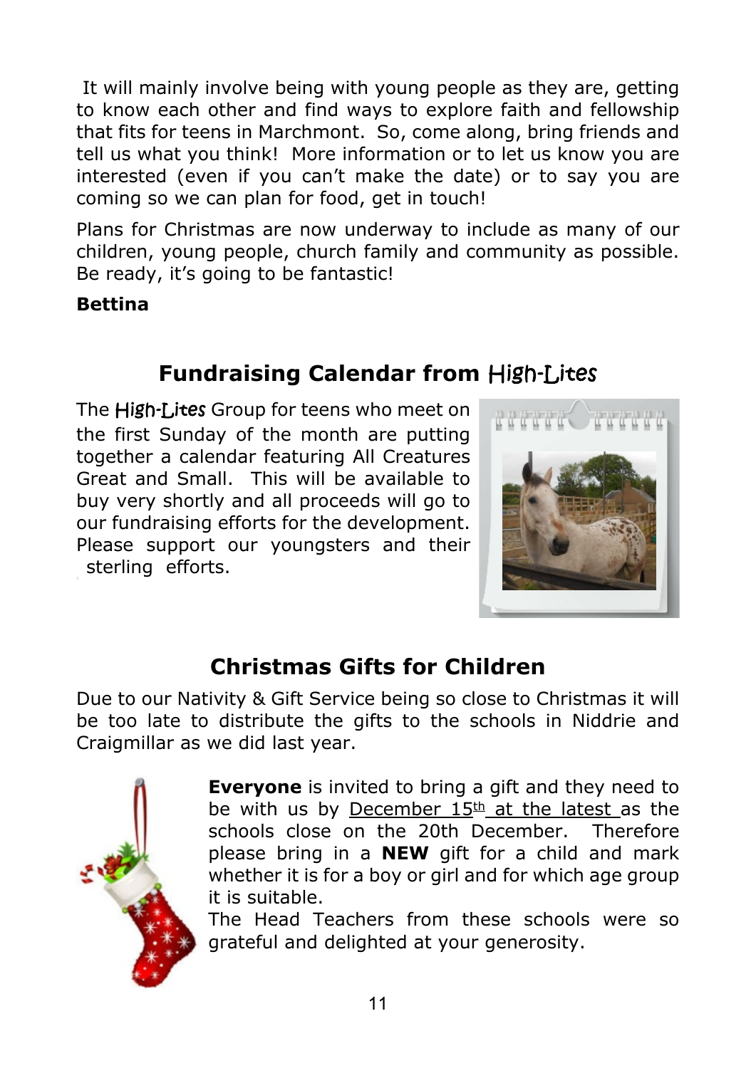It will mainly involve being with young people as they are, getting to know each other and find ways to explore faith and fellowship that fits for teens in Marchmont. So, come along, bring friends and tell us what you think! More information or to let us know you are interested (even if you can't make the date) or to say you are coming so we can plan for food, get in touch!

Plans for Christmas are now underway to include as many of our children, young people, church family and community as possible. Be ready, it's going to be fantastic!

**Bettina**

## Fundraising Calendar from High-Lites

The High-Lites Group for teens who meet on the first Sunday of the month are putting together a calendar featuring All Creatures Great and Small. This will be available to buy very shortly and all proceeds will go to our fundraising efforts for the development. Please support our youngsters and their sterling efforts.

## Christmas Gifts for Children

Due to our Nativity & Gift Service being so close to Christmas it will be too late to distribute the gifts to the schools in Niddrie and Craigmillar as we did last year.

**Everyone** is invited to bring a gift and they need to be with us by <u>December 15th at the latest</u> as the schools close on the 20th December. Therefore please bring in a **NEW** gift for a child and mark whether it is for a boy or girl and for which age group it is suitable.

The Head Teachers from these schools were so grateful and delighted at your generosity.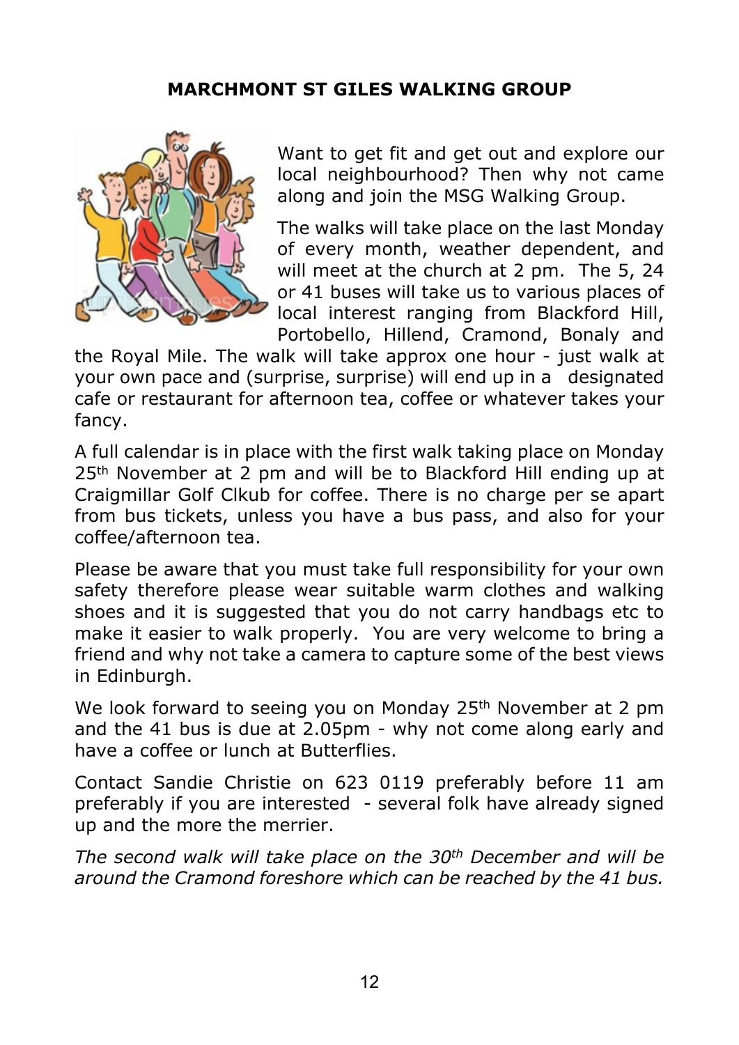# MARCHMONT ST GILES WALKING GROUP

Want to get fit and get out and explore our local neighbourhood? Then why not came along and join the MSG Walking Group.

The walks will take place on the last Monday of every month, weather dependent, and will meet at the church at 2 pm. The 5, 24 or 41 buses will take us to various places of local interest ranging from Blackford Hill, Portobello, Hillend, Cramond, Bonaly and the Royal Mile. The walk will take approx one hour - just walk at your own pace and (surprise, surprise) will end up in a designated cafe or restaurant for afternoon tea, coffee or whatever takes your fancy.

A full calendar is in place with the first walk taking place on Monday 25th November at 2 pm and will be to Blackford Hill ending up at Craigmillar Golf Clkub for coffee. There is no charge per se apart from bus tickets, unless you have a bus pass, and also for your coffee/afternoon tea.

Please be aware that you must take full responsibility for your own safety therefore please wear suitable warm clothes and walking shoes and it is suggested that you do not carry handbags etc to make it easier to walk properly. You are very welcome to bring a friend and why not take a camera to capture some of the best views in Edinburgh.

We look forward to seeing you on Monday 25th November at 2 pm and the 41 bus is due at 2.05pm - why not come along early and have a coffee or lunch at Butterflies.

Contact Sandie Christie on 623 0119 preferably before 11 am preferably if you are interested - several folk have already signed up and the more the merrier.

*The second walk will take place on the 30th December and will be around the Cramond foreshore which can be reached by the 41 bus.*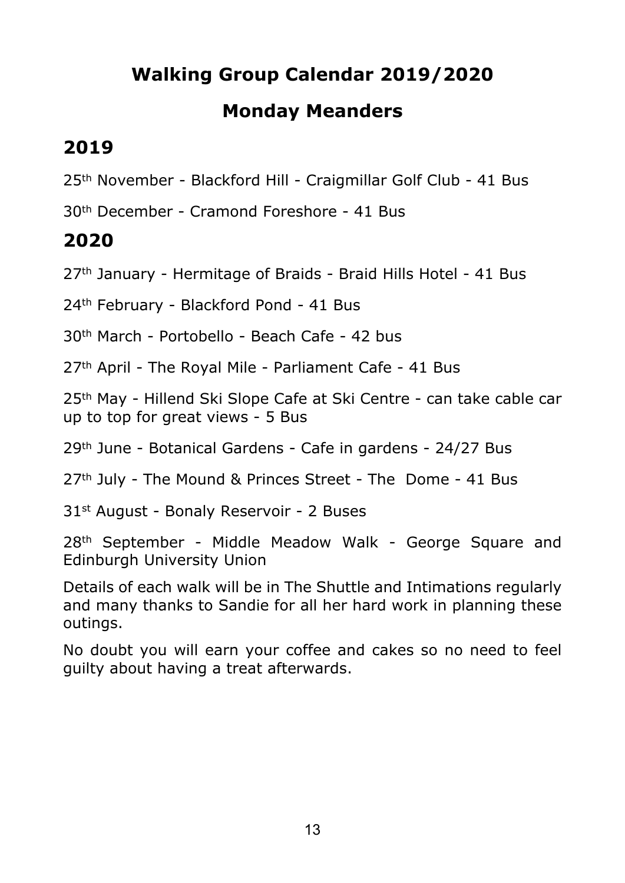# Walking Group Calendar 2019/2020

## Monday Meanders

## 2019

25th November - Blackford Hill - Craigmillar Golf Club - 41 Bus

30th December - Cramond Foreshore - 41 Bus

## 2020

27th January - Hermitage of Braids - Braid Hills Hotel - 41 Bus

24th February - Blackford Pond - 41 Bus

30th March - Portobello - Beach Cafe - 42 bus

27th April - The Royal Mile - Parliament Cafe - 41 Bus

25th May - Hillend Ski Slope Cafe at Ski Centre - can take cable car up to top for great views - 5 Bus

29th June - Botanical Gardens - Cafe in gardens - 24/27 Bus

27th July - The Mound & Princes Street - The Dome - 41 Bus

31st August - Bonaly Reservoir - 2 Buses

28th September - Middle Meadow Walk - George Square and Edinburgh University Union

Details of each walk will be in The Shuttle and Intimations regularly and many thanks to Sandie for all her hard work in planning these outings.

No doubt you will earn your coffee and cakes so no need to feel guilty about having a treat afterwards.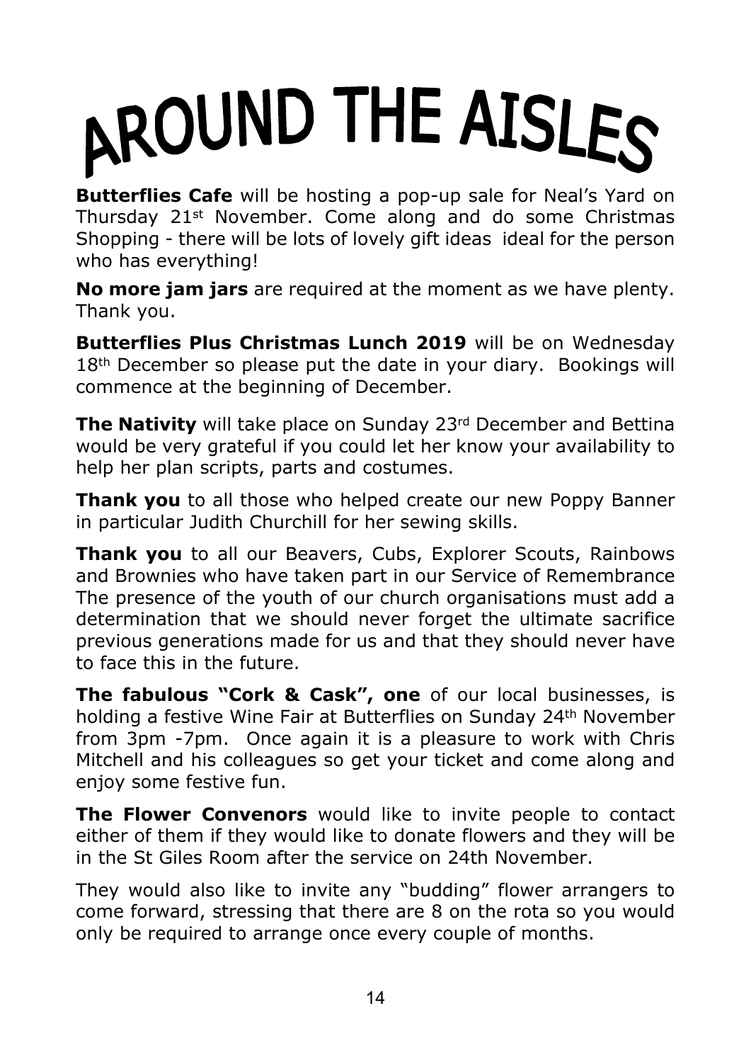# AROUND THE AISLES

**Butterflies Cafe** will be hosting a pop-up sale for Neal's Yard on Thursday 21st November. Come along and do some Christmas Shopping - there will be lots of lovely gift ideas ideal for the person who has everything!

**No more jam jars** are required at the moment as we have plenty. Thank you.

**Butterflies Plus Christmas Lunch 2019** will be on Wednesday 18th December so please put the date in your diary. Bookings will commence at the beginning of December.

**The Nativity** will take place on Sunday 23rd December and Bettina would be very grateful if you could let her know your availability to help her plan scripts, parts and costumes.

**Thank you** to all those who helped create our new Poppy Banner in particular Judith Churchill for her sewing skills.

**Thank you** to all our Beavers, Cubs, Explorer Scouts, Rainbows and Brownies who have taken part in our Service of Remembrance The presence of the youth of our church organisations must add a determination that we should never forget the ultimate sacrifice previous generations made for us and that they should never have to face this in the future.

**The fabulous "Cork & Cask", one** of our local businesses, is holding a festive Wine Fair at Butterflies on Sunday 24th November from 3pm -7pm. Once again it is a pleasure to work with Chris Mitchell and his colleagues so get your ticket and come along and enjoy some festive fun.

**The Flower Convenors** would like to invite people to contact either of them if they would like to donate flowers and they will be in the St Giles Room after the service on 24th November.

They would also like to invite any "budding" flower arrangers to come forward, stressing that there are 8 on the rota so you would only be required to arrange once every couple of months.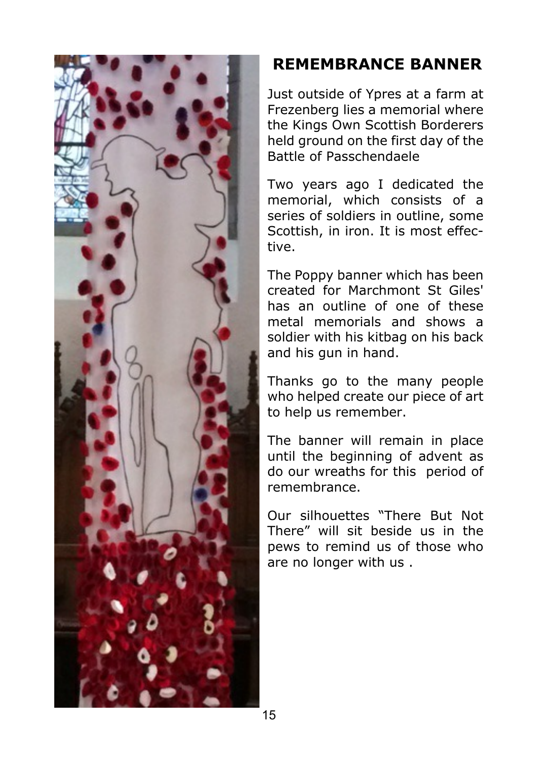## REMEMBRANCE BANNER

Just outside of Ypres at a farm at Frezenberg lies a memorial where the Kings Own Scottish Borderers held ground on the first day of the Battle of Passchendaele

Two years ago I dedicated the memorial, which consists of a series of soldiers in outline, some Scottish, in iron. It is most effective.

The Poppy banner which has been created for Marchmont St Giles' has an outline of one of these metal memorials and shows a soldier with his kitbag on his back and his gun in hand.

Thanks go to the many people who helped create our piece of art to help us remember.

The banner will remain in place until the beginning of advent as do our wreaths for this period of remembrance.

Our silhouettes "There But Not There" will sit beside us in the pews to remind us of those who are no longer with us .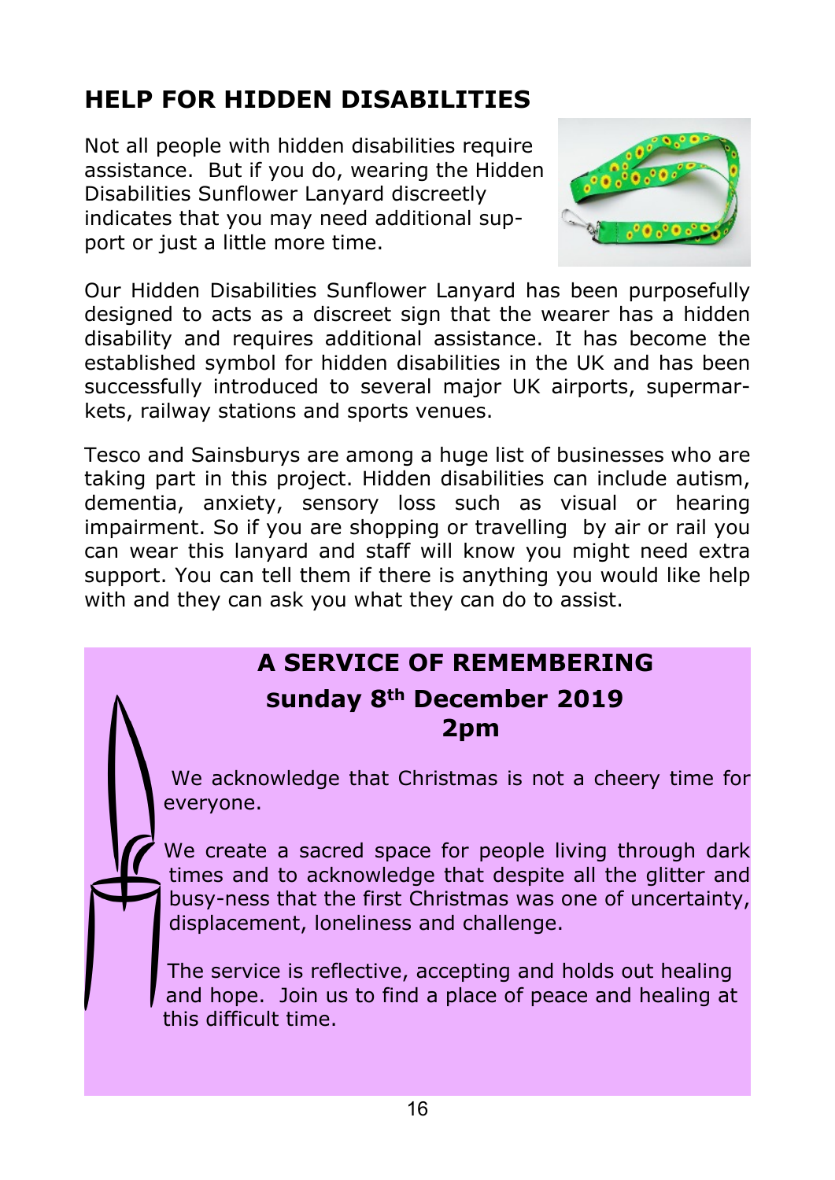## HELP FOR HIDDEN DISABILITIES

Not all people with hidden disabilities require assistance. But if you do, wearing the Hidden Disabilities Sunflower Lanyard discreetly indicates that you may need additional support or just a little more time.

Our Hidden Disabilities Sunflower Lanyard has been purposefully designed to acts as a discreet sign that the wearer has a hidden disability and requires additional assistance. It has become the established symbol for hidden disabilities in the UK and has been successfully introduced to several major UK airports, supermarkets, railway stations and sports venues.

Tesco and Sainsburys are among a huge list of businesses who are taking part in this project. Hidden disabilities can include autism, dementia, anxiety, sensory loss such as visual or hearing impairment. So if you are shopping or travelling by air or rail you can wear this lanyard and staff will know you might need extra support. You can tell them if there is anything you would like help with and they can ask you what they can do to assist.

## A SERVICE OF REMEMBERING

**sunday 8th December 2019**

**2pm**

We acknowledge that Christmas is not a cheery time for everyone.

We create a sacred space for people living through dark times and to acknowledge that despite all the glitter and busy-ness that the first Christmas was one of uncertainty, displacement, loneliness and challenge.

The service is reflective, accepting and holds out healing and hope. Join us to find a place of peace and healing at this difficult time.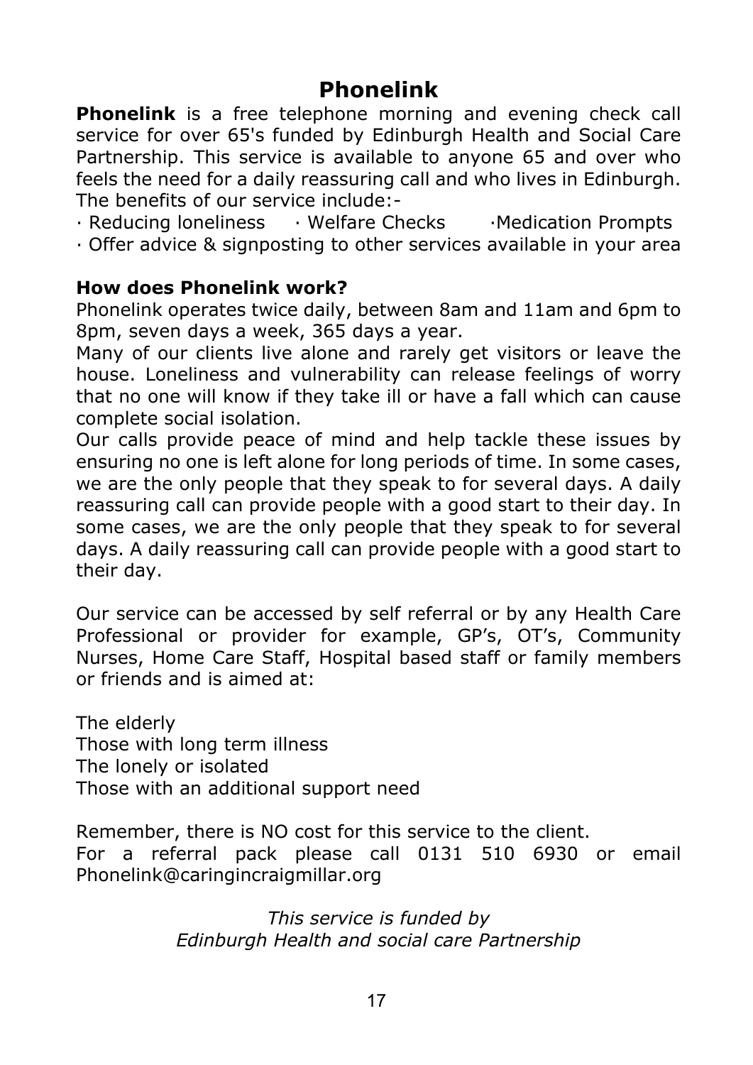# Phonelink

**Phonelink** is a free telephone morning and evening check call service for over 65's funded by Edinburgh Health and Social Care Partnership. This service is available to anyone 65 and over who feels the need for a daily reassuring call and who lives in Edinburgh. The benefits of our service include:-

· Reducing loneliness · Welfare Checks ·Medication Prompts
· Offer advice & signposting to other services available in your area

**How does Phonelink work?**

Phonelink operates twice daily, between 8am and 11am and 6pm to 8pm, seven days a week, 365 days a year.

Many of our clients live alone and rarely get visitors or leave the house. Loneliness and vulnerability can release feelings of worry that no one will know if they take ill or have a fall which can cause complete social isolation.

Our calls provide peace of mind and help tackle these issues by ensuring no one is left alone for long periods of time. In some cases, we are the only people that they speak to for several days. A daily reassuring call can provide people with a good start to their day. In some cases, we are the only people that they speak to for several days. A daily reassuring call can provide people with a good start to their day.

Our service can be accessed by self referral or by any Health Care Professional or provider for example, GP's, OT's, Community Nurses, Home Care Staff, Hospital based staff or family members or friends and is aimed at:

The elderly
Those with long term illness
The lonely or isolated
Those with an additional support need

Remember, there is NO cost for this service to the client.
For a referral pack please call 0131 510 6930 or email Phonelink@caringincraigmillar.org

*This service is funded by*
*Edinburgh Health and social care Partnership*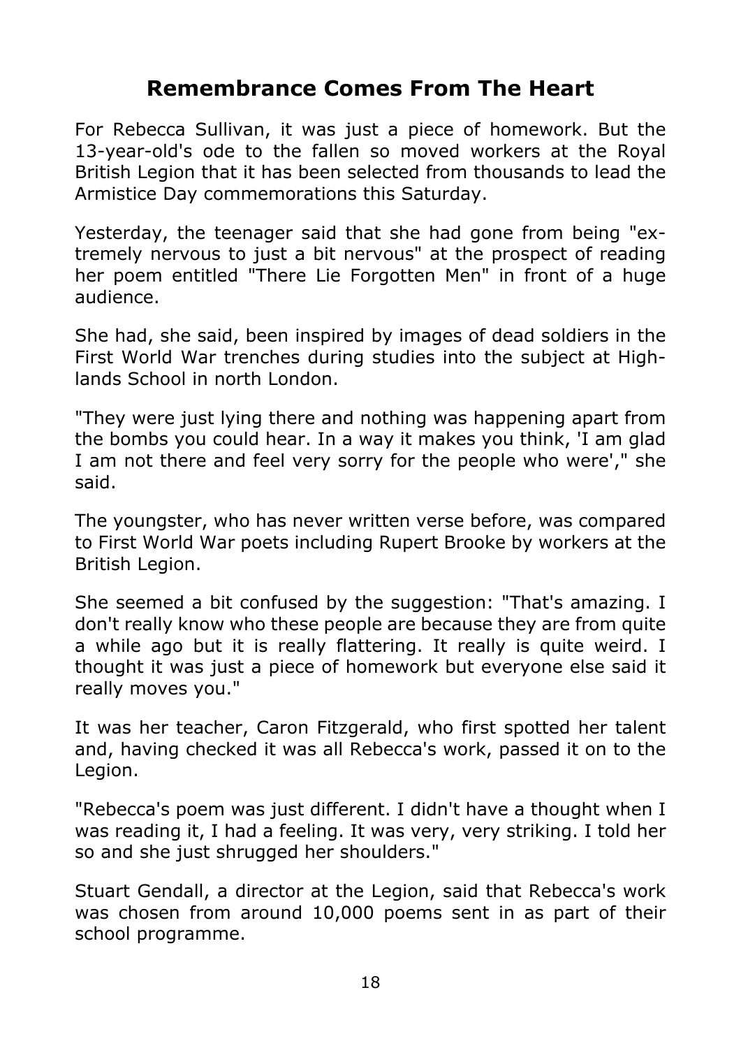## Remembrance Comes From The Heart

For Rebecca Sullivan, it was just a piece of homework. But the 13-year-old's ode to the fallen so moved workers at the Royal British Legion that it has been selected from thousands to lead the Armistice Day commemorations this Saturday.

Yesterday, the teenager said that she had gone from being "extremely nervous to just a bit nervous" at the prospect of reading her poem entitled "There Lie Forgotten Men" in front of a huge audience.

She had, she said, been inspired by images of dead soldiers in the First World War trenches during studies into the subject at Highlands School in north London.

"They were just lying there and nothing was happening apart from the bombs you could hear. In a way it makes you think, 'I am glad I am not there and feel very sorry for the people who were'," she said.

The youngster, who has never written verse before, was compared to First World War poets including Rupert Brooke by workers at the British Legion.

She seemed a bit confused by the suggestion: "That's amazing. I don't really know who these people are because they are from quite a while ago but it is really flattering. It really is quite weird. I thought it was just a piece of homework but everyone else said it really moves you."

It was her teacher, Caron Fitzgerald, who first spotted her talent and, having checked it was all Rebecca's work, passed it on to the Legion.

"Rebecca's poem was just different. I didn't have a thought when I was reading it, I had a feeling. It was very, very striking. I told her so and she just shrugged her shoulders."

Stuart Gendall, a director at the Legion, said that Rebecca's work was chosen from around 10,000 poems sent in as part of their school programme.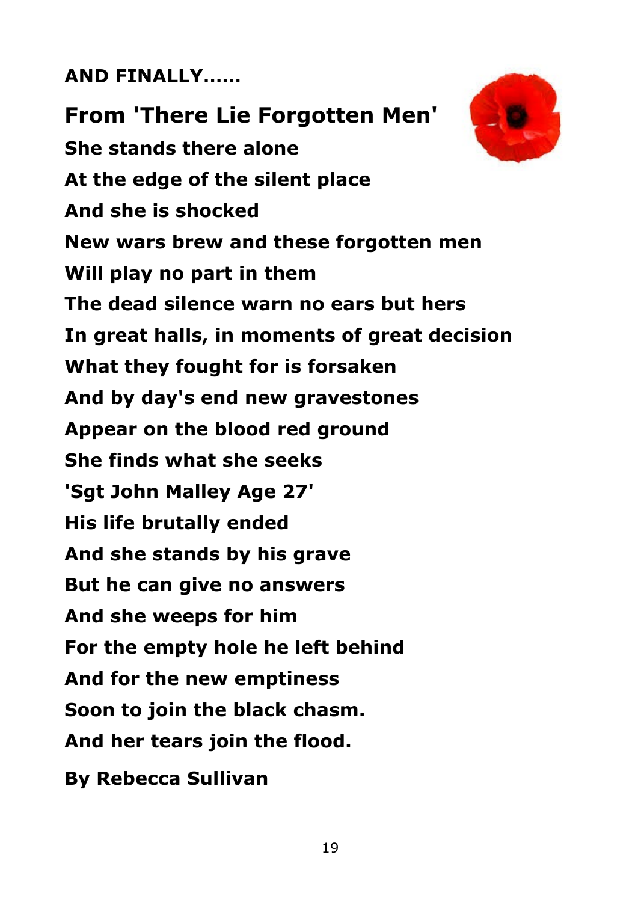**AND FINALLY……**

## From 'There Lie Forgotten Men'

**She stands there alone**
**At the edge of the silent place**
**And she is shocked**
**New wars brew and these forgotten men**
**Will play no part in them**
**The dead silence warn no ears but hers**
**In great halls, in moments of great decision**
**What they fought for is forsaken**
**And by day's end new gravestones**
**Appear on the blood red ground**
**She finds what she seeks**
**'Sgt John Malley Age 27'**
**His life brutally ended**
**And she stands by his grave**
**But he can give no answers**
**And she weeps for him**
**For the empty hole he left behind**
**And for the new emptiness**
**Soon to join the black chasm.**
**And her tears join the flood.**

**By Rebecca Sullivan**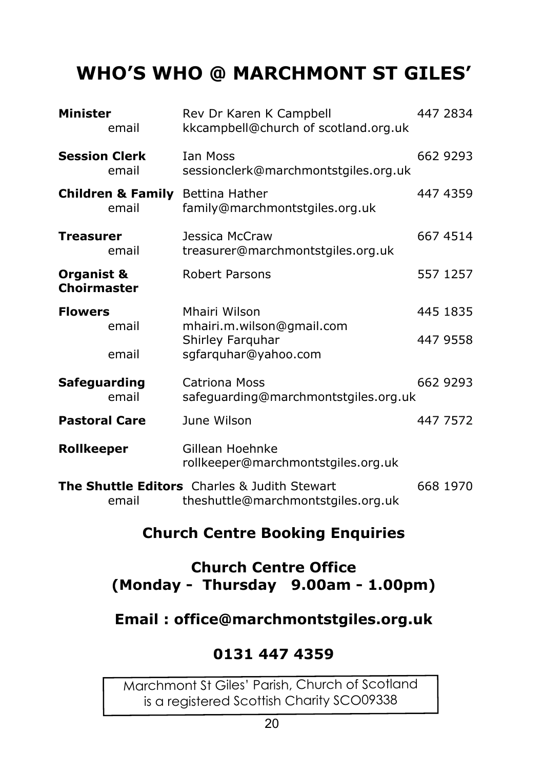# WHO'S WHO @ MARCHMONT ST GILES'

| | | |
|---|---|---|
| **Minister** | Rev Dr Karen K Campbell | 447 2834 |
| email | kkcampbell@church of scotland.org.uk | |
| **Session Clerk** | Ian Moss | 662 9293 |
| email | sessionclerk@marchmontstgiles.org.uk | |
| **Children & Family** | Bettina Hather | 447 4359 |
| email | family@marchmontstgiles.org.uk | |
| **Treasurer** | Jessica McCraw | 667 4514 |
| email | treasurer@marchmontstgiles.org.uk | |
| **Organist & Choirmaster** | Robert Parsons | 557 1257 |
| **Flowers** | Mhairi Wilson | 445 1835 |
| email | mhairi.m.wilson@gmail.com | |
| | Shirley Farquhar | 447 9558 |
| email | sgfarquhar@yahoo.com | |
| **Safeguarding** | Catriona Moss | 662 9293 |
| email | safeguarding@marchmontstgiles.org.uk | |
| **Pastoral Care** | June Wilson | 447 7572 |
| **Rollkeeper** | Gillean Hoehnke | |
| | rollkeeper@marchmontstgiles.org.uk | |
| **The Shuttle Editors** | Charles & Judith Stewart | 668 1970 |
| email | theshuttle@marchmontstgiles.org.uk | |

## Church Centre Booking Enquiries

## Church Centre Office
## (Monday - Thursday 9.00am - 1.00pm)

**Email : office@marchmontstgiles.org.uk**

**0131 447 4359**

Marchmont St Giles' Parish, Church of Scotland is a registered Scottish Charity SCO09338